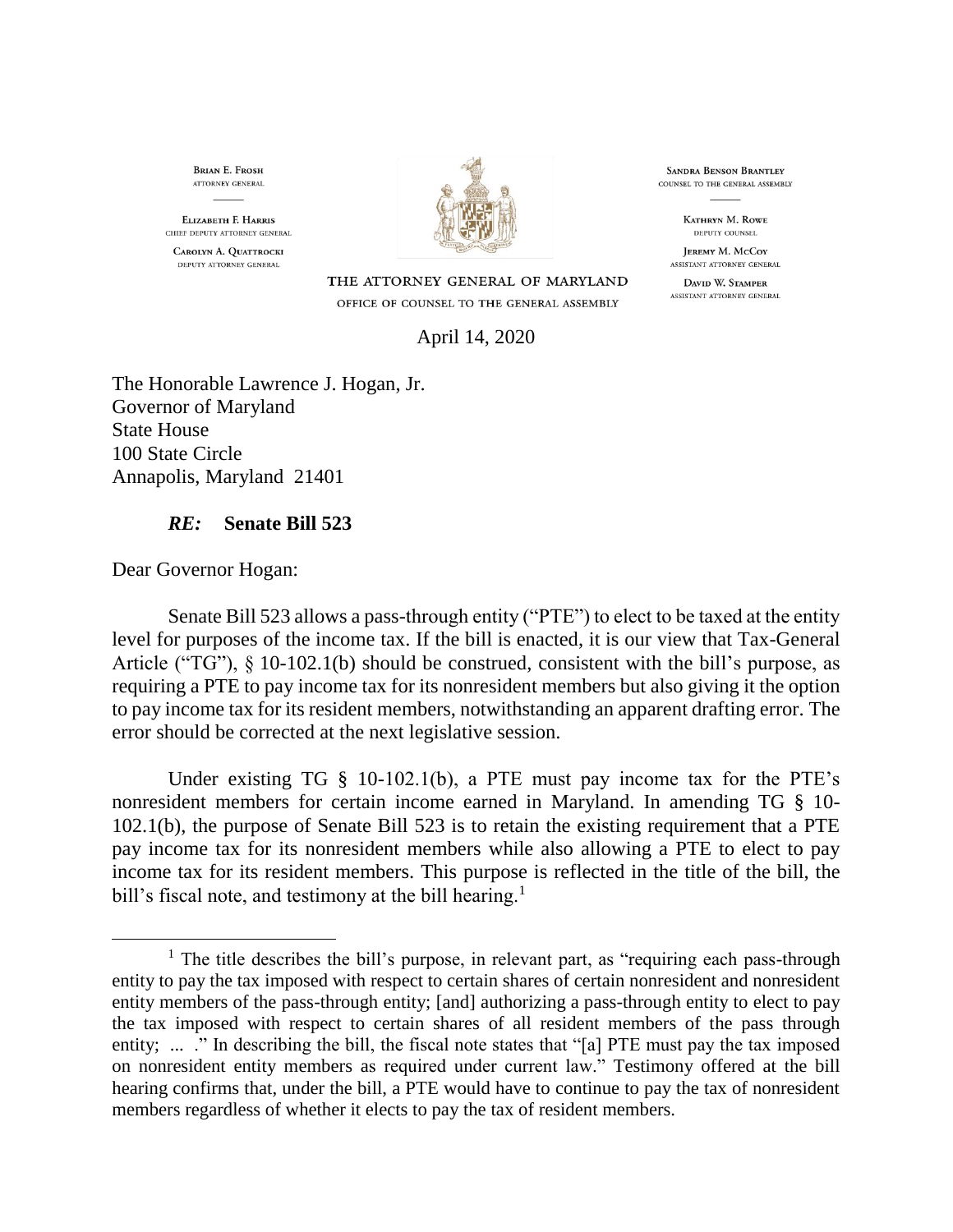BRIAN E. FROSH
ATTORNEY GENERAL

ELIZABETH F. HARRIS
CHIEF DEPUTY ATTORNEY GENERAL

CAROLYN A. QUATTROCKI
DEPUTY ATTORNEY GENERAL

SANDRA BENSON BRANTLEY
COUNSEL TO THE GENERAL ASSEMBLY

KATHRYN M. ROWE
DEPUTY COUNSEL

JEREMY M. MCCOY
ASSISTANT ATTORNEY GENERAL

DAVID W. STAMPER
ASSISTANT ATTORNEY GENERAL

THE ATTORNEY GENERAL OF MARYLAND
OFFICE OF COUNSEL TO THE GENERAL ASSEMBLY

April 14, 2020

The Honorable Lawrence J. Hogan, Jr.
Governor of Maryland
State House
100 State Circle
Annapolis, Maryland 21401

***RE:*** **Senate Bill 523**

Dear Governor Hogan:

Senate Bill 523 allows a pass-through entity ("PTE") to elect to be taxed at the entity level for purposes of the income tax. If the bill is enacted, it is our view that Tax-General Article ("TG"), § 10-102.1(b) should be construed, consistent with the bill's purpose, as requiring a PTE to pay income tax for its nonresident members but also giving it the option to pay income tax for its resident members, notwithstanding an apparent drafting error. The error should be corrected at the next legislative session.

Under existing TG § 10-102.1(b), a PTE must pay income tax for the PTE's nonresident members for certain income earned in Maryland. In amending TG § 10-102.1(b), the purpose of Senate Bill 523 is to retain the existing requirement that a PTE pay income tax for its nonresident members while also allowing a PTE to elect to pay income tax for its resident members. This purpose is reflected in the title of the bill, the bill's fiscal note, and testimony at the bill hearing.[1]

[1] The title describes the bill's purpose, in relevant part, as "requiring each pass-through entity to pay the tax imposed with respect to certain shares of certain nonresident and nonresident entity members of the pass-through entity; [and] authorizing a pass-through entity to elect to pay the tax imposed with respect to certain shares of all resident members of the pass through entity; ... ." In describing the bill, the fiscal note states that "[a] PTE must pay the tax imposed on nonresident entity members as required under current law." Testimony offered at the bill hearing confirms that, under the bill, a PTE would have to continue to pay the tax of nonresident members regardless of whether it elects to pay the tax of resident members.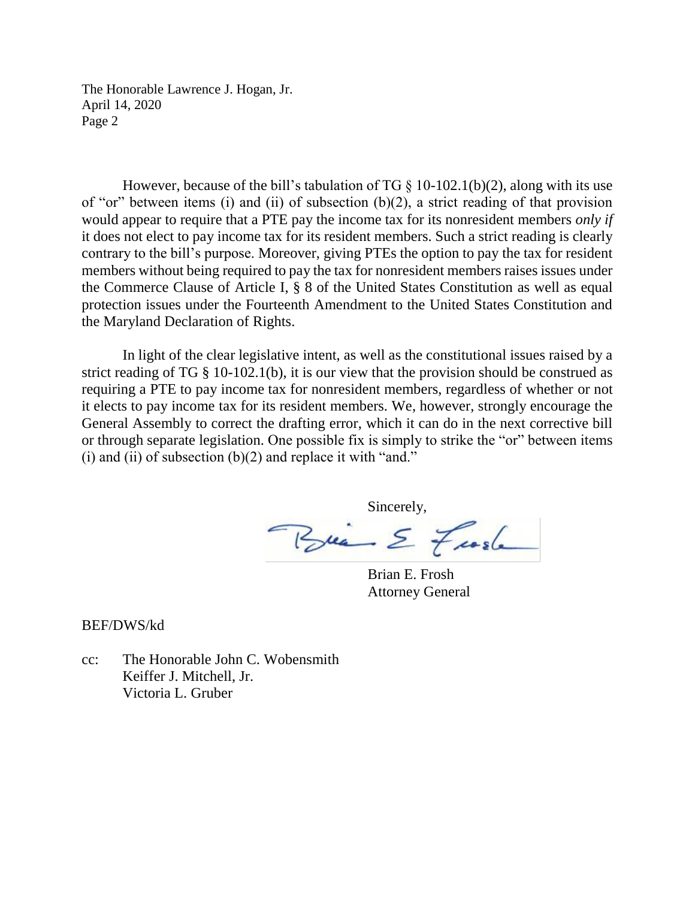However, because of the bill's tabulation of TG § 10-102.1(b)(2), along with its use of "or" between items (i) and (ii) of subsection (b)(2), a strict reading of that provision would appear to require that a PTE pay the income tax for its nonresident members *only if* it does not elect to pay income tax for its resident members. Such a strict reading is clearly contrary to the bill's purpose. Moreover, giving PTEs the option to pay the tax for resident members without being required to pay the tax for nonresident members raises issues under the Commerce Clause of Article I, § 8 of the United States Constitution as well as equal protection issues under the Fourteenth Amendment to the United States Constitution and the Maryland Declaration of Rights.

In light of the clear legislative intent, as well as the constitutional issues raised by a strict reading of TG § 10-102.1(b), it is our view that the provision should be construed as requiring a PTE to pay income tax for nonresident members, regardless of whether or not it elects to pay income tax for its resident members. We, however, strongly encourage the General Assembly to correct the drafting error, which it can do in the next corrective bill or through separate legislation. One possible fix is simply to strike the "or" between items (i) and (ii) of subsection (b)(2) and replace it with "and."

Sincerely,

Brian E. Frosh
Attorney General

BEF/DWS/kd

cc: The Honorable John C. Wobensmith
Keiffer J. Mitchell, Jr.
Victoria L. Gruber